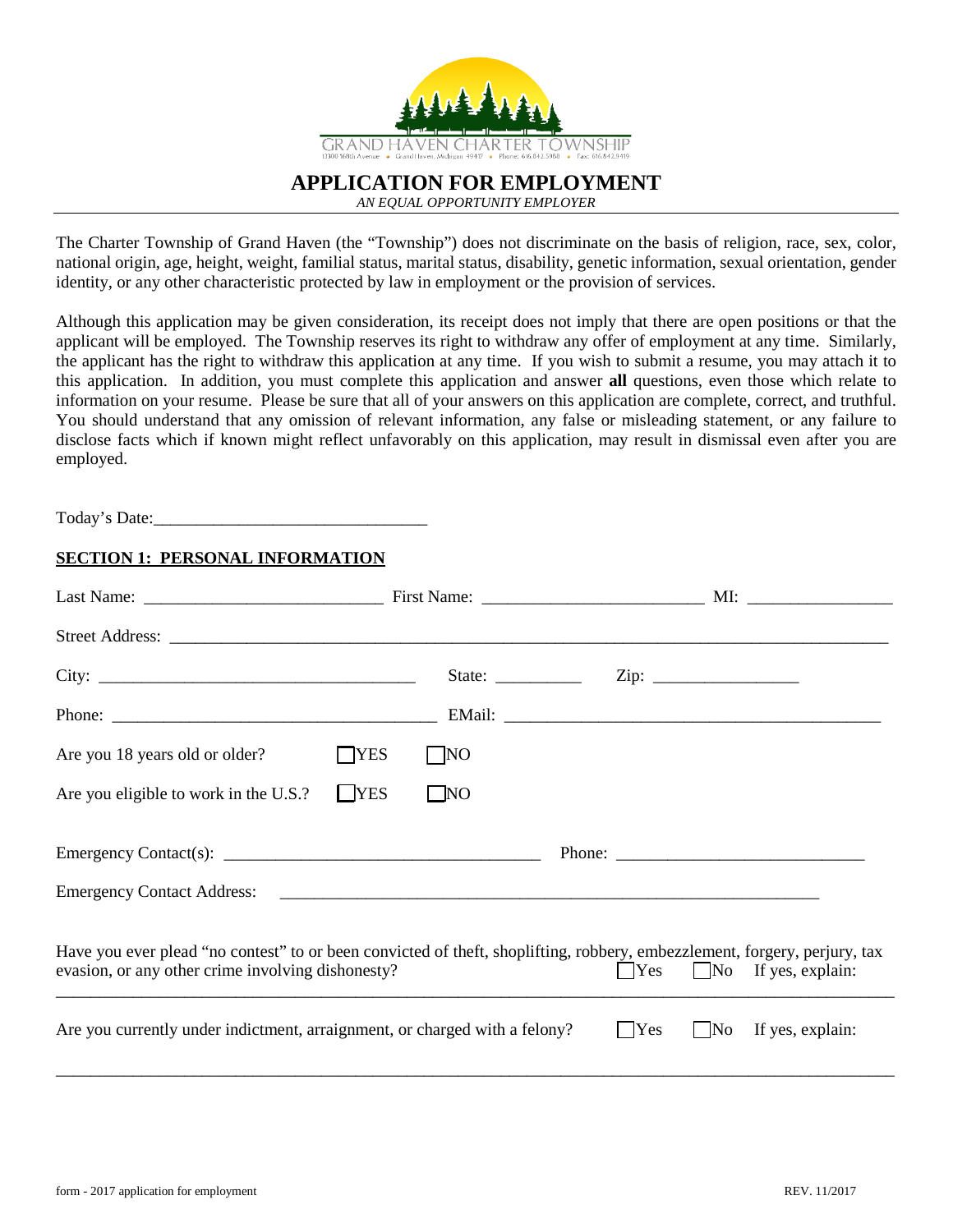GRAND HAVEN CHARTER TOWNSHIP
13300 168th Avenue • Grand Haven, Michigan 49417 • Phone: 616.842.5988 • Fax: 616.842.9419

# APPLICATION FOR EMPLOYMENT

*AN EQUAL OPPORTUNITY EMPLOYER*

The Charter Township of Grand Haven (the "Township") does not discriminate on the basis of religion, race, sex, color, national origin, age, height, weight, familial status, marital status, disability, genetic information, sexual orientation, gender identity, or any other characteristic protected by law in employment or the provision of services.

Although this application may be given consideration, its receipt does not imply that there are open positions or that the applicant will be employed. The Township reserves its right to withdraw any offer of employment at any time. Similarly, the applicant has the right to withdraw this application at any time. If you wish to submit a resume, you may attach it to this application. In addition, you must complete this application and answer **all** questions, even those which relate to information on your resume. Please be sure that all of your answers on this application are complete, correct, and truthful. You should understand that any omission of relevant information, any false or misleading statement, or any failure to disclose facts which if known might reflect unfavorably on this application, may result in dismissal even after you are employed.

Today's Date:_______________________________

## SECTION 1: PERSONAL INFORMATION

Last Name: ___________________________ First Name: _________________________ MI: ________________

Street Address: ________________________________________________________________________________

City: ____________________________________ State: __________ Zip: ________________

Phone: _____________________________________ EMail: __________________________________________

Are you 18 years old or older? ☐ YES ☐ NO

Are you eligible to work in the U.S.? ☐ YES ☐ NO

Emergency Contact(s): ___________________________________ Phone: ____________________________

Emergency Contact Address: ______________________________________________________________

Have you ever plead "no contest" to or been convicted of theft, shoplifting, robbery, embezzlement, forgery, perjury, tax evasion, or any other crime involving dishonesty? ☐ Yes ☐ No If yes, explain:

______________________________________________________________________________________________

Are you currently under indictment, arraignment, or charged with a felony? ☐ Yes ☐ No If yes, explain:

______________________________________________________________________________________________

form - 2017 application for employment REV. 11/2017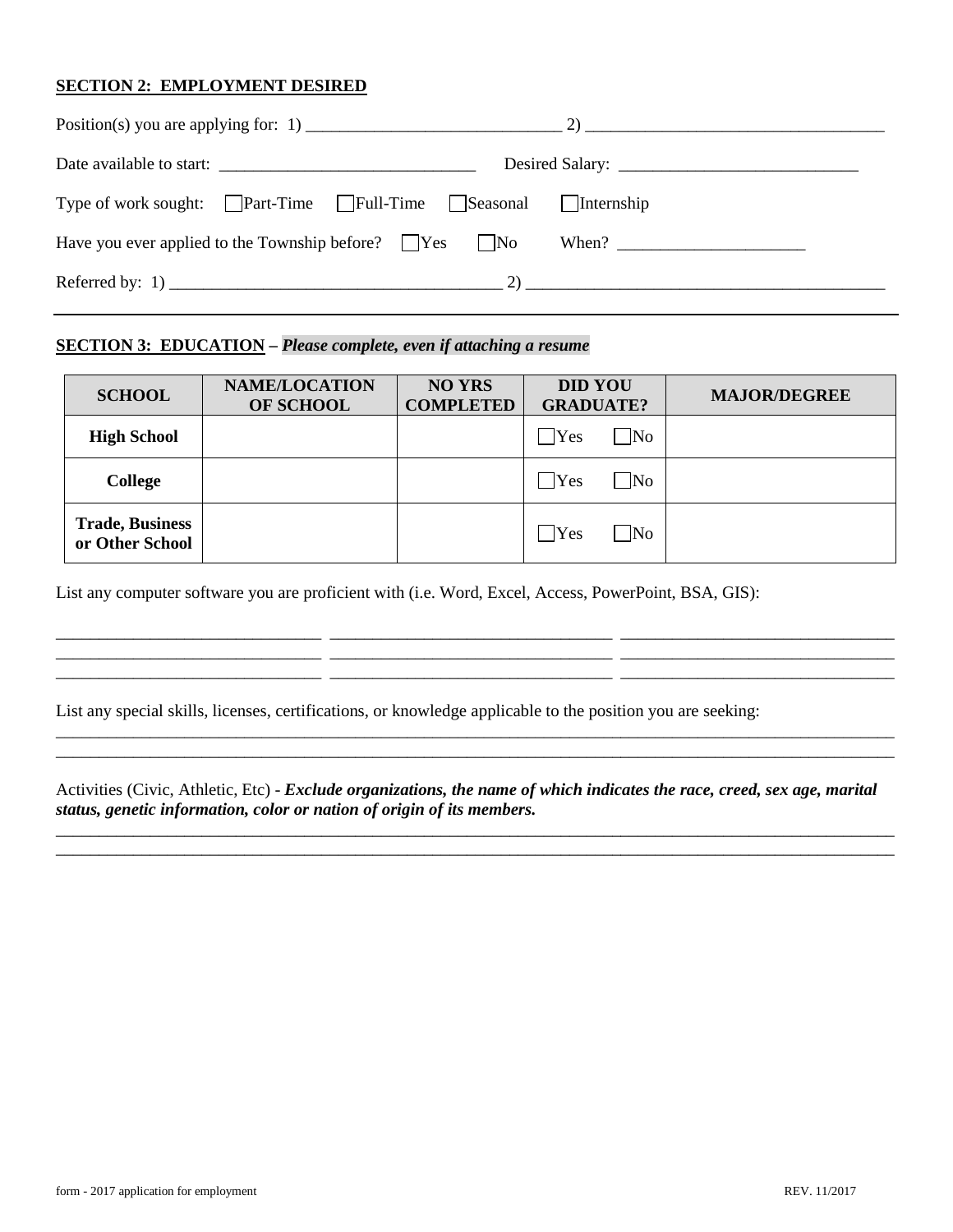**SECTION 2: EMPLOYMENT DESIRED**

Position(s) you are applying for: 1) ______________________________ 2) ___________________________________

Date available to start: ______________________________ Desired Salary: ___________________________

Type of work sought: ☐ Part-Time ☐ Full-Time ☐ Seasonal ☐ Internship

Have you ever applied to the Township before? ☐ Yes ☐ No When? _____________________

Referred by: 1) ______________________________________ 2) __________________________________________

---

**SECTION 3: EDUCATION** – ***Please complete, even if attaching a resume***

| SCHOOL | NAME/LOCATION OF SCHOOL | NO YRS COMPLETED | DID YOU GRADUATE? | MAJOR/DEGREE |
|---|---|---|---|---|
| **High School** | | | ☐ Yes ☐ No | |
| **College** | | | ☐ Yes ☐ No | |
| **Trade, Business or Other School** | | | ☐ Yes ☐ No | |

List any computer software you are proficient with (i.e. Word, Excel, Access, PowerPoint, BSA, GIS):

______________________________ ________________________________ _______________________________
______________________________ ________________________________ _______________________________
______________________________ ________________________________ _______________________________

List any special skills, licenses, certifications, or knowledge applicable to the position you are seeking:

____________________________________________________________________________________________________
____________________________________________________________________________________________________

Activities (Civic, Athletic, Etc) - ***Exclude organizations, the name of which indicates the race, creed, sex age, marital status, genetic information, color or nation of origin of its members.***

____________________________________________________________________________________________________
____________________________________________________________________________________________________

form - 2017 application for employment REV. 11/2017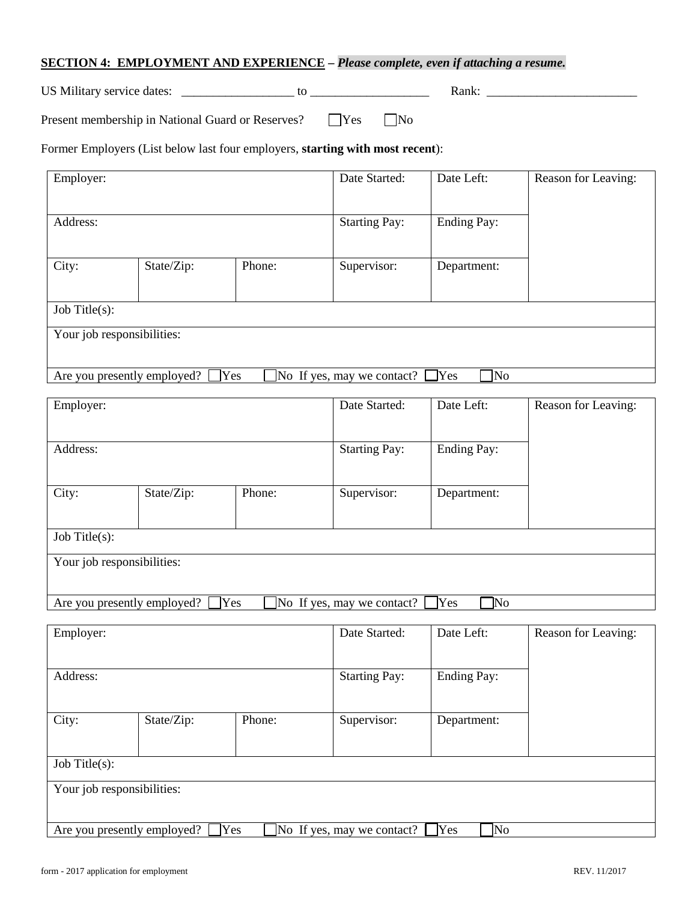**SECTION 4: EMPLOYMENT AND EXPERIENCE** – ***Please complete, even if attaching a resume.***

US Military service dates: __________________ to ___________________ Rank: ________________________

Present membership in National Guard or Reserves? ☐Yes ☐No

Former Employers (List below last four employers, **starting with most recent**):

| | | | | | |
|---|---|---|---|---|---|
| Employer: | | | Date Started: | Date Left: | Reason for Leaving: |
| Address: | | | Starting Pay: | Ending Pay: | |
| City: | State/Zip: | Phone: | Supervisor: | Department: | |
| Job Title(s): | | | | | |
| Your job responsibilities: | | | | | |
| Are you presently employed? ☐Yes ☐No If yes, may we contact? ☐Yes ☐No | | | | | |

| | | | | | |
|---|---|---|---|---|---|
| Employer: | | | Date Started: | Date Left: | Reason for Leaving: |
| Address: | | | Starting Pay: | Ending Pay: | |
| City: | State/Zip: | Phone: | Supervisor: | Department: | |
| Job Title(s): | | | | | |
| Your job responsibilities: | | | | | |
| Are you presently employed? ☐Yes ☐No If yes, may we contact? ☐Yes ☐No | | | | | |

| | | | | | |
|---|---|---|---|---|---|
| Employer: | | | Date Started: | Date Left: | Reason for Leaving: |
| Address: | | | Starting Pay: | Ending Pay: | |
| City: | State/Zip: | Phone: | Supervisor: | Department: | |
| Job Title(s): | | | | | |
| Your job responsibilities: | | | | | |
| Are you presently employed? ☐Yes ☐No If yes, may we contact? ☐Yes ☐No | | | | | |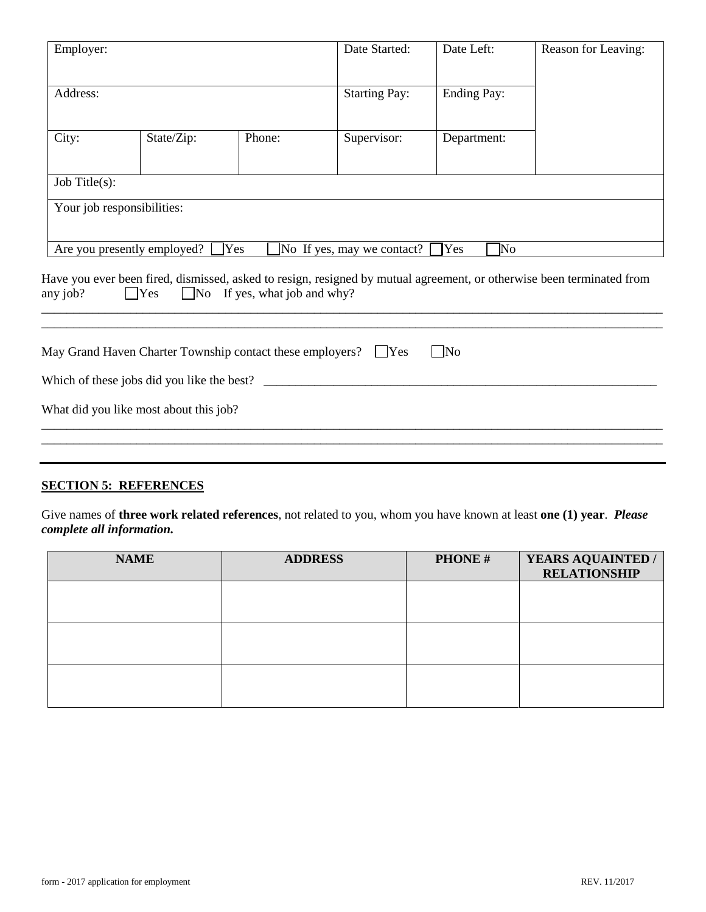| Employer: | | | Date Started: | Date Left: | Reason for Leaving: |
|---|---|---|---|---|---|
| Address: | | | Starting Pay: | Ending Pay: | |
| City: | State/Zip: | Phone: | Supervisor: | Department: | |
| Job Title(s): | | | | | |
| Your job responsibilities: | | | | | |
| Are you presently employed? ☐ Yes ☐ No If yes, may we contact? ☐ Yes ☐ No | | | | | |

Have you ever been fired, dismissed, asked to resign, resigned by mutual agreement, or otherwise been terminated from any job? ☐ Yes ☐ No If yes, what job and why?

____________________________________________________________________________________________________

____________________________________________________________________________________________________

May Grand Haven Charter Township contact these employers? ☐ Yes ☐ No

Which of these jobs did you like the best? ____________________________________________________________

What did you like most about this job?

____________________________________________________________________________________________________

____________________________________________________________________________________________________

## SECTION 5: REFERENCES

Give names of **three work related references**, not related to you, whom you have known at least **one (1) year**. ***Please complete all information.***

| NAME | ADDRESS | PHONE # | YEARS AQUAINTED / RELATIONSHIP |
|---|---|---|---|
| | | | |
| | | | |
| | | | |

form - 2017 application for employment REV. 11/2017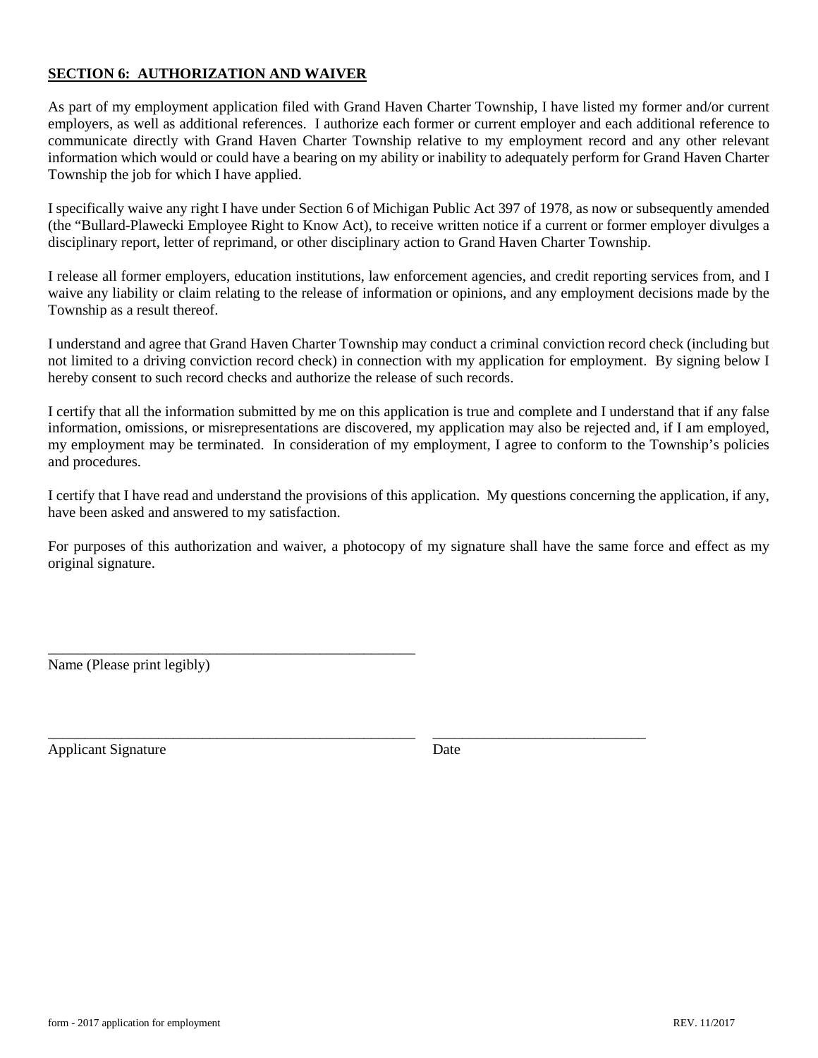**SECTION 6: AUTHORIZATION AND WAIVER**

As part of my employment application filed with Grand Haven Charter Township, I have listed my former and/or current employers, as well as additional references. I authorize each former or current employer and each additional reference to communicate directly with Grand Haven Charter Township relative to my employment record and any other relevant information which would or could have a bearing on my ability or inability to adequately perform for Grand Haven Charter Township the job for which I have applied.

I specifically waive any right I have under Section 6 of Michigan Public Act 397 of 1978, as now or subsequently amended (the "Bullard-Plawecki Employee Right to Know Act), to receive written notice if a current or former employer divulges a disciplinary report, letter of reprimand, or other disciplinary action to Grand Haven Charter Township.

I release all former employers, education institutions, law enforcement agencies, and credit reporting services from, and I waive any liability or claim relating to the release of information or opinions, and any employment decisions made by the Township as a result thereof.

I understand and agree that Grand Haven Charter Township may conduct a criminal conviction record check (including but not limited to a driving conviction record check) in connection with my application for employment. By signing below I hereby consent to such record checks and authorize the release of such records.

I certify that all the information submitted by me on this application is true and complete and I understand that if any false information, omissions, or misrepresentations are discovered, my application may also be rejected and, if I am employed, my employment may be terminated. In consideration of my employment, I agree to conform to the Township's policies and procedures.

I certify that I have read and understand the provisions of this application. My questions concerning the application, if any, have been asked and answered to my satisfaction.

For purposes of this authorization and waiver, a photocopy of my signature shall have the same force and effect as my original signature.

\_\_\_\_\_\_\_\_\_\_\_\_\_\_\_\_\_\_\_\_\_\_\_\_\_\_\_\_\_\_\_\_\_\_\_\_\_\_\_\_\_\_\_\_\_\_\_\_\_\_\_\_
Name (Please print legibly)

\_\_\_\_\_\_\_\_\_\_\_\_\_\_\_\_\_\_\_\_\_\_\_\_\_\_\_\_\_\_\_\_\_\_\_\_\_\_\_\_\_\_\_\_\_\_\_\_\_\_\_\_ \_\_\_\_\_\_\_\_\_\_\_\_\_\_\_\_\_\_\_\_\_\_\_\_\_\_\_\_\_\_
Applicant Signature Date

form - 2017 application for employment REV. 11/2017